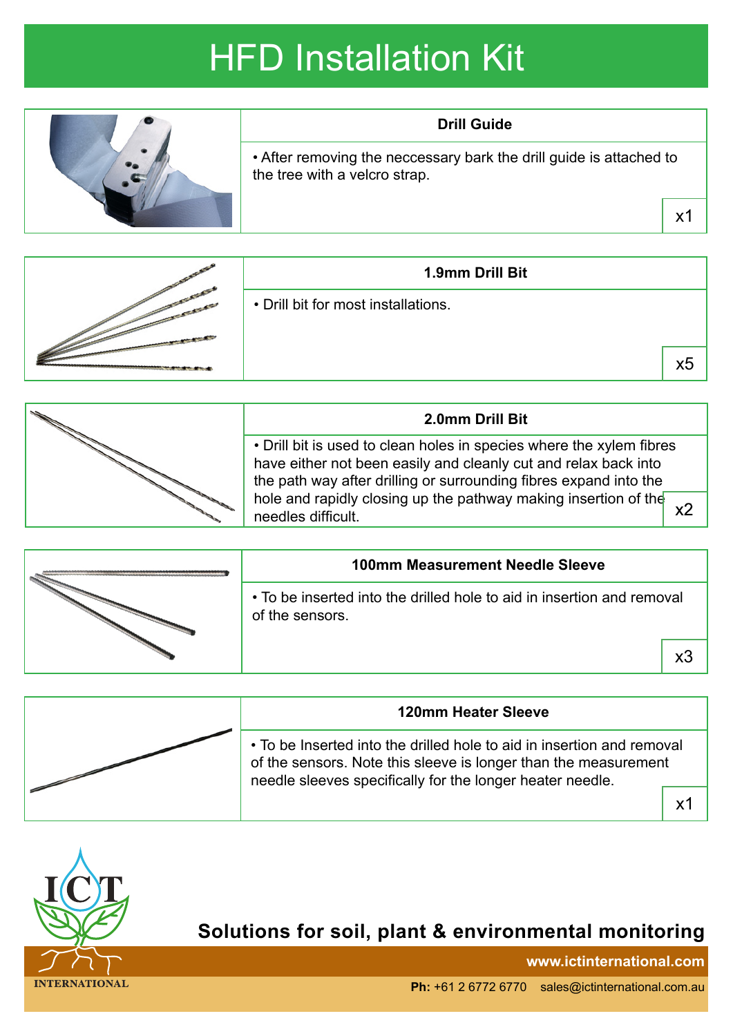# HFD Installation Kit

## Drill Guide

- After removing the neccessary bark the drill guide is attached to the tree with a velcro strap.

x1

## 1.9mm Drill Bit

- Drill bit for most installations.

x5

## 2.0mm Drill Bit

- Drill bit is used to clean holes in species where the xylem fibres have either not been easily and cleanly cut and relax back into the path way after drilling or surrounding fibres expand into the hole and rapidly closing up the pathway making insertion of the needles difficult.

x2

## 100mm Measurement Needle Sleeve

- To be inserted into the drilled hole to aid in insertion and removal of the sensors.

x3

## 120mm Heater Sleeve

- To be Inserted into the drilled hole to aid in insertion and removal of the sensors. Note this sleeve is longer than the measurement needle sleeves specifically for the longer heater needle.

x1

ICT INTERNATIONAL

**Solutions for soil, plant & environmental monitoring**

**www.ictinternational.com**

**Ph:** +61 2 6772 6770 sales@ictinternational.com.au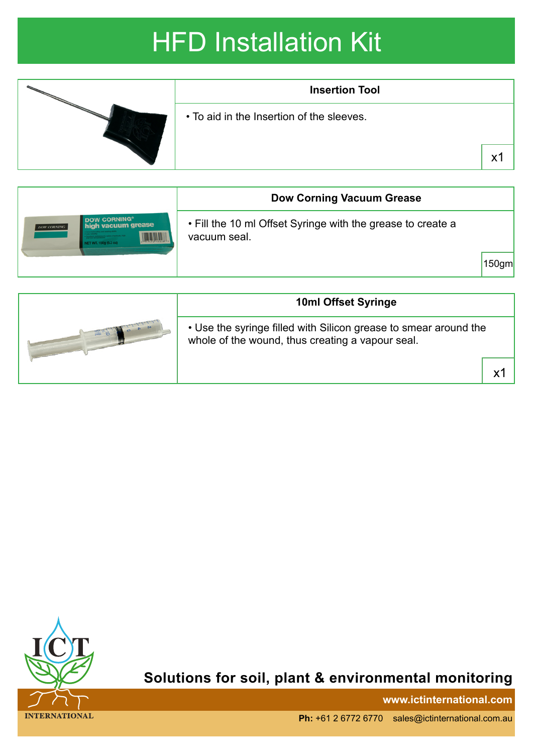# HFD Installation Kit

### Insertion Tool

• To aid in the Insertion of the sleeves.

x1

### Dow Corning Vacuum Grease

• Fill the 10 ml Offset Syringe with the grease to create a vacuum seal.

150gm

### 10ml Offset Syringe

• Use the syringe filled with Silicon grease to smear around the whole of the wound, thus creating a vapour seal.

x1

**Solutions for soil, plant & environmental monitoring**

**www.ictinternational.com**

**Ph:** +61 2 6772 6770 sales@ictinternational.com.au